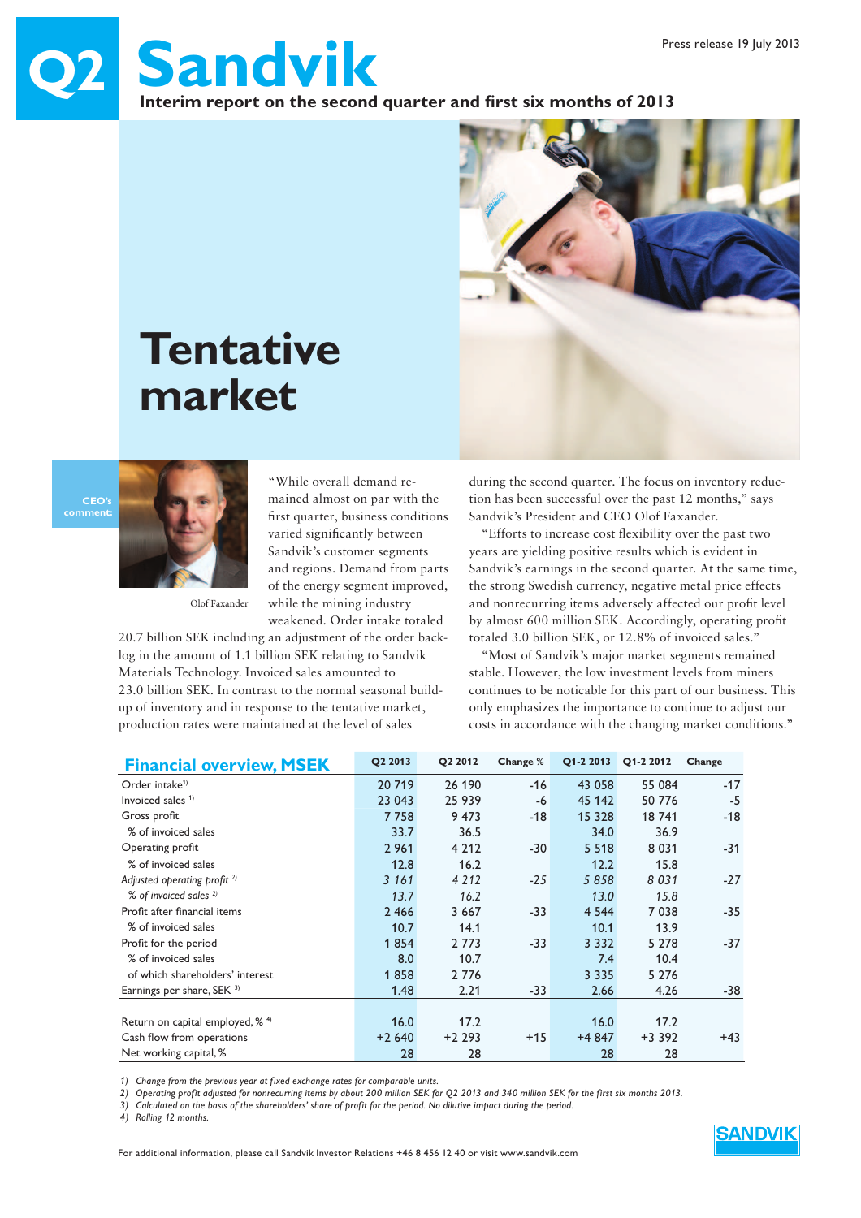Press release 19 July 2013

# Q2 Sandvik

**Interim report on the second quarter and first six months of 2013**

# Tentative market

**CEO's comment:**

Olof Faxander

"While overall demand remained almost on par with the first quarter, business conditions varied significantly between Sandvik's customer segments and regions. Demand from parts of the energy segment improved, while the mining industry weakened. Order intake totaled 20.7 billion SEK including an adjustment of the order backlog in the amount of 1.1 billion SEK relating to Sandvik Materials Technology. Invoiced sales amounted to 23.0 billion SEK. In contrast to the normal seasonal build-up of inventory and in response to the tentative market, production rates were maintained at the level of sales during the second quarter. The focus on inventory reduction has been successful over the past 12 months," says Sandvik's President and CEO Olof Faxander.

"Efforts to increase cost flexibility over the past two years are yielding positive results which is evident in Sandvik's earnings in the second quarter. At the same time, the strong Swedish currency, negative metal price effects and nonrecurring items adversely affected our profit level by almost 600 million SEK. Accordingly, operating profit totaled 3.0 billion SEK, or 12.8% of invoiced sales."

"Most of Sandvik's major market segments remained stable. However, the low investment levels from miners continues to be noticable for this part of our business. This only emphasizes the importance to continue to adjust our costs in accordance with the changing market conditions."

## Financial overview, MSEK

| | Q2 2013 | Q2 2012 | Change % | Q1-2 2013 | Q1-2 2012 | Change |
|---|---|---|---|---|---|---|
| Order intake[1] | 20 719 | 26 190 | -16 | 43 058 | 55 084 | -17 |
| Invoiced sales [1] | 23 043 | 25 939 | -6 | 45 142 | 50 776 | -5 |
| Gross profit | 7 758 | 9 473 | -18 | 15 328 | 18 741 | -18 |
| % of invoiced sales | 33.7 | 36.5 | | 34.0 | 36.9 | |
| Operating profit | 2 961 | 4 212 | -30 | 5 518 | 8 031 | -31 |
| % of invoiced sales | 12.8 | 16.2 | | 12.2 | 15.8 | |
| *Adjusted operating profit [2]* | *3 161* | *4 212* | *-25* | *5 858* | *8 031* | *-27* |
| *% of invoiced sales [2]* | *13.7* | *16.2* | | *13.0* | *15.8* | |
| Profit after financial items | 2 466 | 3 667 | -33 | 4 544 | 7 038 | -35 |
| % of invoiced sales | 10.7 | 14.1 | | 10.1 | 13.9 | |
| Profit for the period | 1 854 | 2 773 | -33 | 3 332 | 5 278 | -37 |
| % of invoiced sales | 8.0 | 10.7 | | 7.4 | 10.4 | |
| of which shareholders' interest | 1 858 | 2 776 | | 3 335 | 5 276 | |
| Earnings per share, SEK [3] | 1.48 | 2.21 | -33 | 2.66 | 4.26 | -38 |
| | | | | | | |
| Return on capital employed, % [4] | 16.0 | 17.2 | | 16.0 | 17.2 | |
| Cash flow from operations | +2 640 | +2 293 | +15 | +4 847 | +3 392 | +43 |
| Net working capital, % | 28 | 28 | | 28 | 28 | |

*1) Change from the previous year at fixed exchange rates for comparable units.*
*2) Operating profit adjusted for nonrecurring items by about 200 million SEK for Q2 2013 and 340 million SEK for the first six months 2013.*
*3) Calculated on the basis of the shareholders' share of profit for the period. No dilutive impact during the period.*
*4) Rolling 12 months.*

For additional information, please call Sandvik Investor Relations +46 8 456 12 40 or visit www.sandvik.com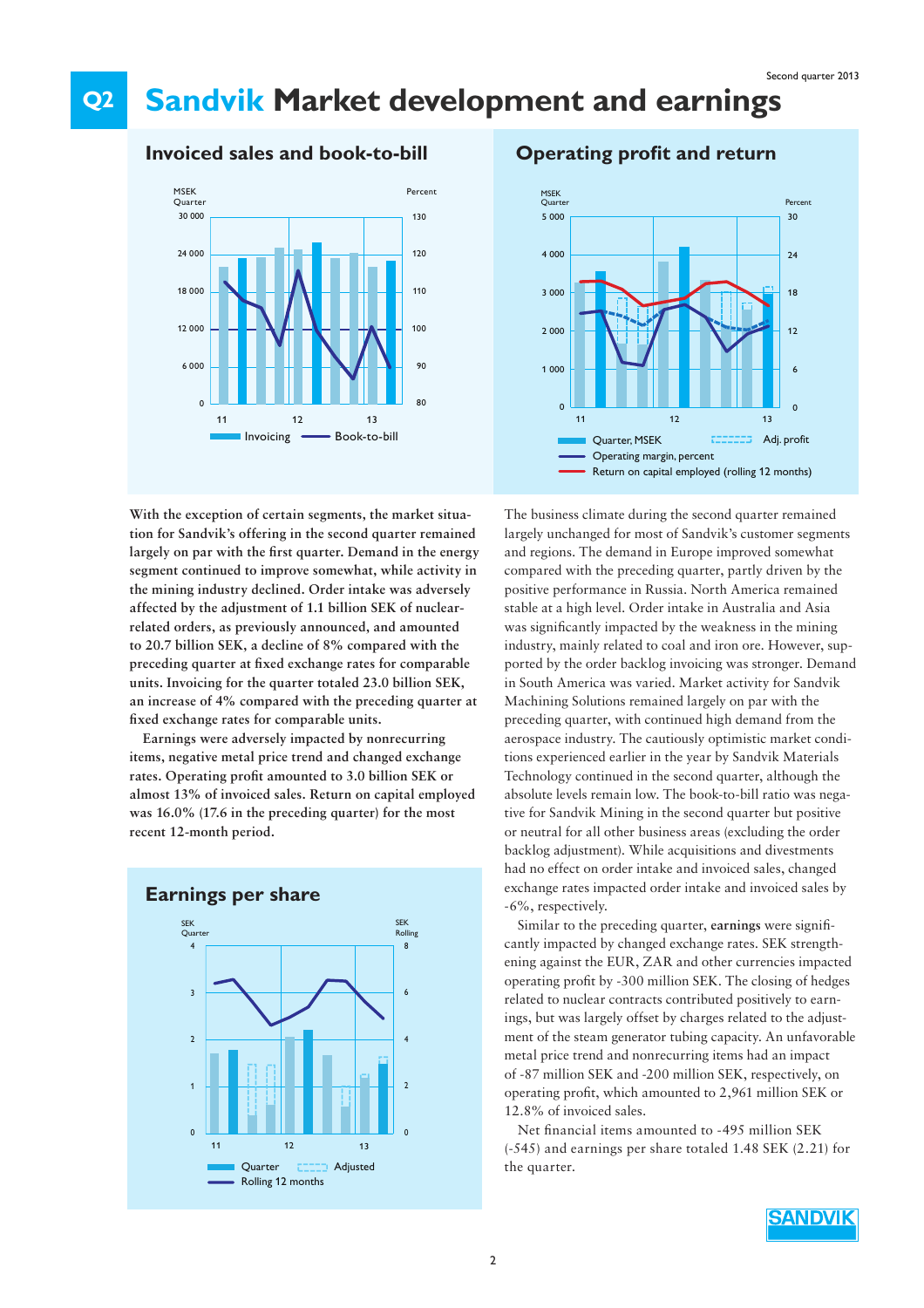# Q2 Sandvik Market development and earnings

### Invoiced sales and book-to-bill

MSEK Quarter | Percent

Invoicing — Book-to-bill

### Operating profit and return

MSEK Quarter | Percent

Quarter, MSEK — Adj. profit — Operating margin, percent — Return on capital employed (rolling 12 months)

**With the exception of certain segments, the market situation for Sandvik's offering in the second quarter remained largely on par with the first quarter. Demand in the energy segment continued to improve somewhat, while activity in the mining industry declined. Order intake was adversely affected by the adjustment of 1.1 billion SEK of nuclear-related orders, as previously announced, and amounted to 20.7 billion SEK, a decline of 8% compared with the preceding quarter at fixed exchange rates for comparable units. Invoicing for the quarter totaled 23.0 billion SEK, an increase of 4% compared with the preceding quarter at fixed exchange rates for comparable units.**

**Earnings were adversely impacted by nonrecurring items, negative metal price trend and changed exchange rates. Operating profit amounted to 3.0 billion SEK or almost 13% of invoiced sales. Return on capital employed was 16.0% (17.6 in the preceding quarter) for the most recent 12-month period.**

### Earnings per share

SEK Quarter | SEK Rolling

Quarter — Adjusted — Rolling 12 months

The business climate during the second quarter remained largely unchanged for most of Sandvik's customer segments and regions. The demand in Europe improved somewhat compared with the preceding quarter, partly driven by the positive performance in Russia. North America remained stable at a high level. Order intake in Australia and Asia was significantly impacted by the weakness in the mining industry, mainly related to coal and iron ore. However, supported by the order backlog invoicing was stronger. Demand in South America was varied. Market activity for Sandvik Machining Solutions remained largely on par with the preceding quarter, with continued high demand from the aerospace industry. The cautiously optimistic market conditions experienced earlier in the year by Sandvik Materials Technology continued in the second quarter, although the absolute levels remain low. The book-to-bill ratio was negative for Sandvik Mining in the second quarter but positive or neutral for all other business areas (excluding the order backlog adjustment). While acquisitions and divestments had no effect on order intake and invoiced sales, changed exchange rates impacted order intake and invoiced sales by -6%, respectively.

Similar to the preceding quarter, **earnings** were significantly impacted by changed exchange rates. SEK strengthening against the EUR, ZAR and other currencies impacted operating profit by -300 million SEK. The closing of hedges related to nuclear contracts contributed positively to earnings, but was largely offset by charges related to the adjustment of the steam generator tubing capacity. An unfavorable metal price trend and nonrecurring items had an impact of -87 million SEK and -200 million SEK, respectively, on operating profit, which amounted to 2,961 million SEK or 12.8% of invoiced sales.

Net financial items amounted to -495 million SEK (-545) and earnings per share totaled 1.48 SEK (2.21) for the quarter.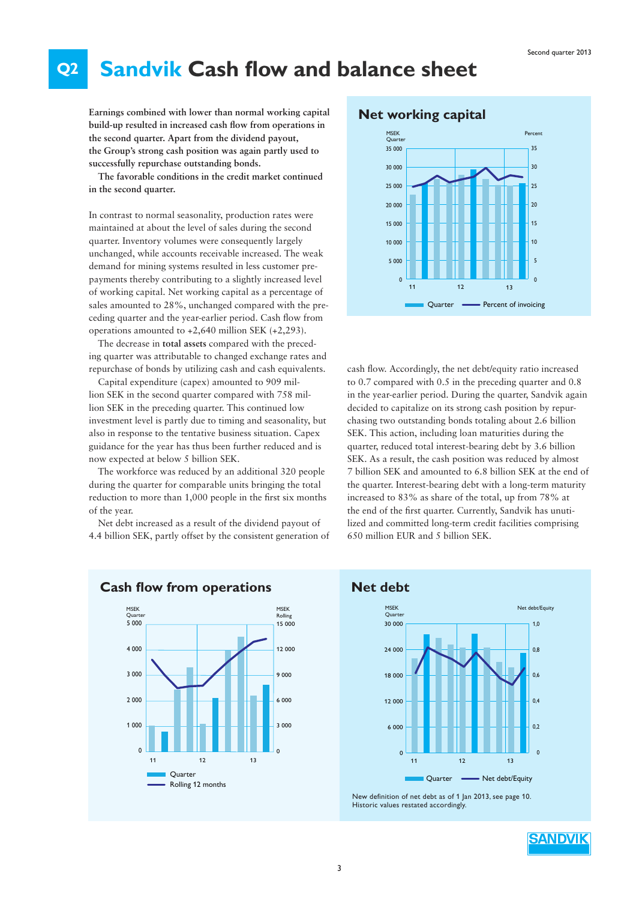# Q2 Sandvik Cash flow and balance sheet

**Earnings combined with lower than normal working capital build-up resulted in increased cash flow from operations in the second quarter. Apart from the dividend payout, the Group's strong cash position was again partly used to successfully repurchase outstanding bonds.**

**The favorable conditions in the credit market continued in the second quarter.**

In contrast to normal seasonality, production rates were maintained at about the level of sales during the second quarter. Inventory volumes were consequently largely unchanged, while accounts receivable increased. The weak demand for mining systems resulted in less customer pre-payments thereby contributing to a slightly increased level of working capital. Net working capital as a percentage of sales amounted to 28%, unchanged compared with the preceding quarter and the year-earlier period. Cash flow from operations amounted to +2,640 million SEK (+2,293).

The decrease in **total assets** compared with the preceding quarter was attributable to changed exchange rates and repurchase of bonds by utilizing cash and cash equivalents.

Capital expenditure (capex) amounted to 909 million SEK in the second quarter compared with 758 million SEK in the preceding quarter. This continued low investment level is partly due to timing and seasonality, but also in response to the tentative business situation. Capex guidance for the year has thus been further reduced and is now expected at below 5 billion SEK.

The workforce was reduced by an additional 320 people during the quarter for comparable units bringing the total reduction to more than 1,000 people in the first six months of the year.

Net debt increased as a result of the dividend payout of 4.4 billion SEK, partly offset by the consistent generation of cash flow. Accordingly, the net debt/equity ratio increased to 0.7 compared with 0.5 in the preceding quarter and 0.8 in the year-earlier period. During the quarter, Sandvik again decided to capitalize on its strong cash position by repurchasing two outstanding bonds totaling about 2.6 billion SEK. This action, including loan maturities during the quarter, reduced total interest-bearing debt by 3.6 billion SEK. As a result, the cash position was reduced by almost 7 billion SEK and amounted to 6.8 billion SEK at the end of the quarter. Interest-bearing debt with a long-term maturity increased to 83% as share of the total, up from 78% at the end of the first quarter. Currently, Sandvik has unutilized and committed long-term credit facilities comprising 650 million EUR and 5 billion SEK.

## Net working capital

MSEK Quarter / Percent — Legend: Quarter; Percent of invoicing

## Cash flow from operations

MSEK Quarter / MSEK Rolling — Legend: Quarter; Rolling 12 months

## Net debt

MSEK Quarter / Net debt/Equity — Legend: Quarter; Net debt/Equity

New definition of net debt as of 1 Jan 2013, see page 10. Historic values restated accordingly.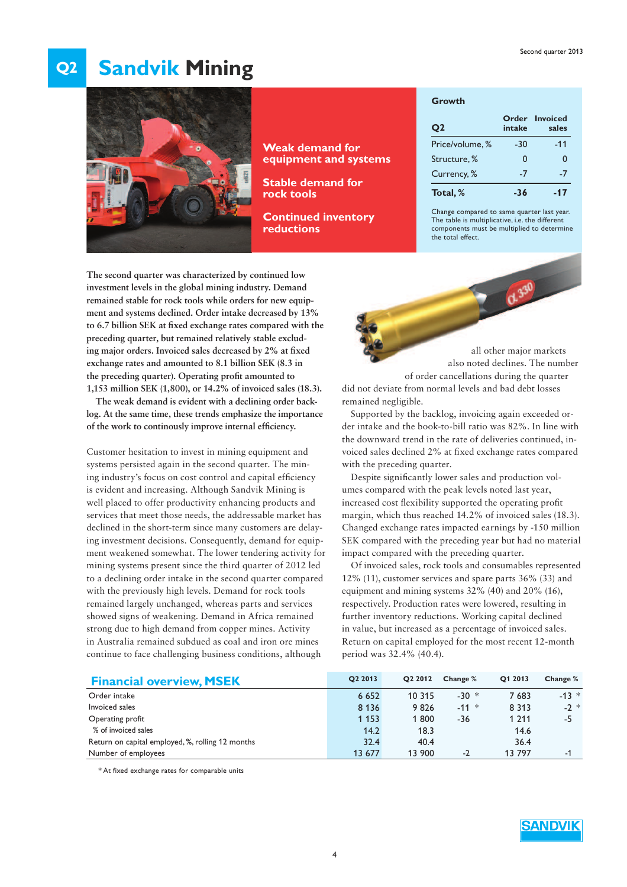# Q2 Sandvik Mining

**Weak demand for equipment and systems**

**Stable demand for rock tools**

**Continued inventory reductions**

**Growth**

| Q2 | Order intake | Invoiced sales |
|---|---|---|
| Price/volume, % | -30 | -11 |
| Structure, % | 0 | 0 |
| Currency, % | -7 | -7 |
| **Total, %** | **-36** | **-17** |

Change compared to same quarter last year. The table is multiplicative, i.e. the different components must be multiplied to determine the total effect.

**The second quarter was characterized by continued low investment levels in the global mining industry. Demand remained stable for rock tools while orders for new equipment and systems declined. Order intake decreased by 13% to 6.7 billion SEK at fixed exchange rates compared with the preceding quarter, but remained relatively stable excluding major orders. Invoiced sales decreased by 2% at fixed exchange rates and amounted to 8.1 billion SEK (8.3 in the preceding quarter). Operating profit amounted to 1,153 million SEK (1,800), or 14.2% of invoiced sales (18.3).**

**The weak demand is evident with a declining order backlog. At the same time, these trends emphasize the importance of the work to continously improve internal efficiency.**

Customer hesitation to invest in mining equipment and systems persisted again in the second quarter. The mining industry's focus on cost control and capital efficiency is evident and increasing. Although Sandvik Mining is well placed to offer productivity enhancing products and services that meet those needs, the addressable market has declined in the short-term since many customers are delaying investment decisions. Consequently, demand for equipment weakened somewhat. The lower tendering activity for mining systems present since the third quarter of 2012 led to a declining order intake in the second quarter compared with the previously high levels. Demand for rock tools remained largely unchanged, whereas parts and services showed signs of weakening. Demand in Africa remained strong due to high demand from copper mines. Activity in Australia remained subdued as coal and iron ore mines continue to face challenging business conditions, although all other major markets also noted declines. The number of order cancellations during the quarter did not deviate from normal levels and bad debt losses remained negligible.

Supported by the backlog, invoicing again exceeded order intake and the book-to-bill ratio was 82%. In line with the downward trend in the rate of deliveries continued, invoiced sales declined 2% at fixed exchange rates compared with the preceding quarter.

Despite significantly lower sales and production volumes compared with the peak levels noted last year, increased cost flexibility supported the operating profit margin, which thus reached 14.2% of invoiced sales (18.3). Changed exchange rates impacted earnings by -150 million SEK compared with the preceding year but had no material impact compared with the preceding quarter.

Of invoiced sales, rock tools and consumables represented 12% (11), customer services and spare parts 36% (33) and equipment and mining systems 32% (40) and 20% (16), respectively. Production rates were lowered, resulting in further inventory reductions. Working capital declined in value, but increased as a percentage of invoiced sales. Return on capital employed for the most recent 12-month period was 32.4% (40.4).

## Financial overview, MSEK

| | Q2 2013 | Q2 2012 | Change % | Q1 2013 | Change % |
|---|---|---|---|---|---|
| Order intake | 6 652 | 10 315 | -30 * | 7 683 | -13 * |
| Invoiced sales | 8 136 | 9 826 | -11 * | 8 313 | -2 * |
| Operating profit | 1 153 | 1 800 | -36 | 1 211 | -5 |
| % of invoiced sales | 14.2 | 18.3 | | 14.6 | |
| Return on capital employed, %, rolling 12 months | 32.4 | 40.4 | | 36.4 | |
| Number of employees | 13 677 | 13 900 | -2 | 13 797 | -1 |

\* At fixed exchange rates for comparable units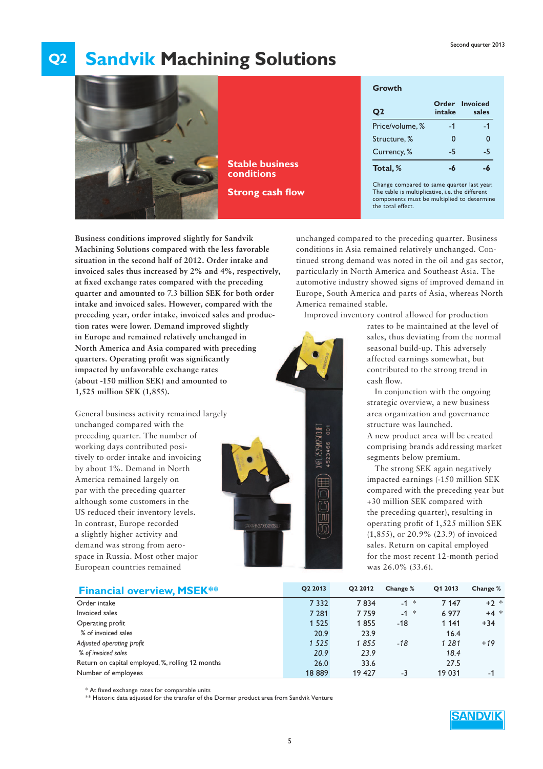# Q2 Sandvik Machining Solutions

**Stable business conditions**

**Strong cash flow**

### Growth

| Q2 | Order intake | Invoiced sales |
|---|---|---|
| Price/volume, % | -1 | -1 |
| Structure, % | 0 | 0 |
| Currency, % | -5 | -5 |
| **Total, %** | **-6** | **-6** |

Change compared to same quarter last year. The table is multiplicative, i.e. the different components must be multiplied to determine the total effect.

**Business conditions improved slightly for Sandvik Machining Solutions compared with the less favorable situation in the second half of 2012. Order intake and invoiced sales thus increased by 2% and 4%, respectively, at fixed exchange rates compared with the preceding quarter and amounted to 7.3 billion SEK for both order intake and invoiced sales. However, compared with the preceding year, order intake, invoiced sales and production rates were lower. Demand improved slightly in Europe and remained relatively unchanged in North America and Asia compared with preceding quarters. Operating profit was significantly impacted by unfavorable exchange rates (about -150 million SEK) and amounted to 1,525 million SEK (1,855).**

General business activity remained largely unchanged compared with the preceding quarter. The number of working days contributed positively to order intake and invoicing by about 1%. Demand in North America remained largely on par with the preceding quarter although some customers in the US reduced their inventory levels. In contrast, Europe recorded a slightly higher activity and demand was strong from aerospace in Russia. Most other major European countries remained unchanged compared to the preceding quarter. Business conditions in Asia remained relatively unchanged. Continued strong demand was noted in the oil and gas sector, particularly in North America and Southeast Asia. The automotive industry showed signs of improved demand in Europe, South America and parts of Asia, whereas North America remained stable.

Improved inventory control allowed for production rates to be maintained at the level of sales, thus deviating from the normal seasonal build-up. This adversely affected earnings somewhat, but contributed to the strong trend in cash flow.

In conjunction with the ongoing strategic overview, a new business area organization and governance structure was launched. A new product area will be created comprising brands addressing market segments below premium.

The strong SEK again negatively impacted earnings (-150 million SEK compared with the preceding year but +30 million SEK compared with the preceding quarter), resulting in operating profit of 1,525 million SEK (1,855), or 20.9% (23.9) of invoiced sales. Return on capital employed for the most recent 12-month period was 26.0% (33.6).

## Financial overview, MSEK**

| | Q2 2013 | Q2 2012 | Change % | Q1 2013 | Change % |
|---|---|---|---|---|---|
| Order intake | 7 332 | 7 834 | -1 * | 7 147 | +2 * |
| Invoiced sales | 7 281 | 7 759 | -1 * | 6 977 | +4 * |
| Operating profit | 1 525 | 1 855 | -18 | 1 141 | +34 |
| % of invoiced sales | 20.9 | 23.9 | | 16.4 | |
| *Adjusted operating profit* | *1 525* | *1 855* | *-18* | *1 281* | *+19* |
| *% of invoiced sales* | *20.9* | *23.9* | | *18.4* | |
| Return on capital employed, %, rolling 12 months | 26.0 | 33.6 | | 27.5 | |
| Number of employees | 18 889 | 19 427 | -3 | 19 031 | -1 |

\* At fixed exchange rates for comparable units

\*\* Historic data adjusted for the transfer of the Dormer product area from Sandvik Venture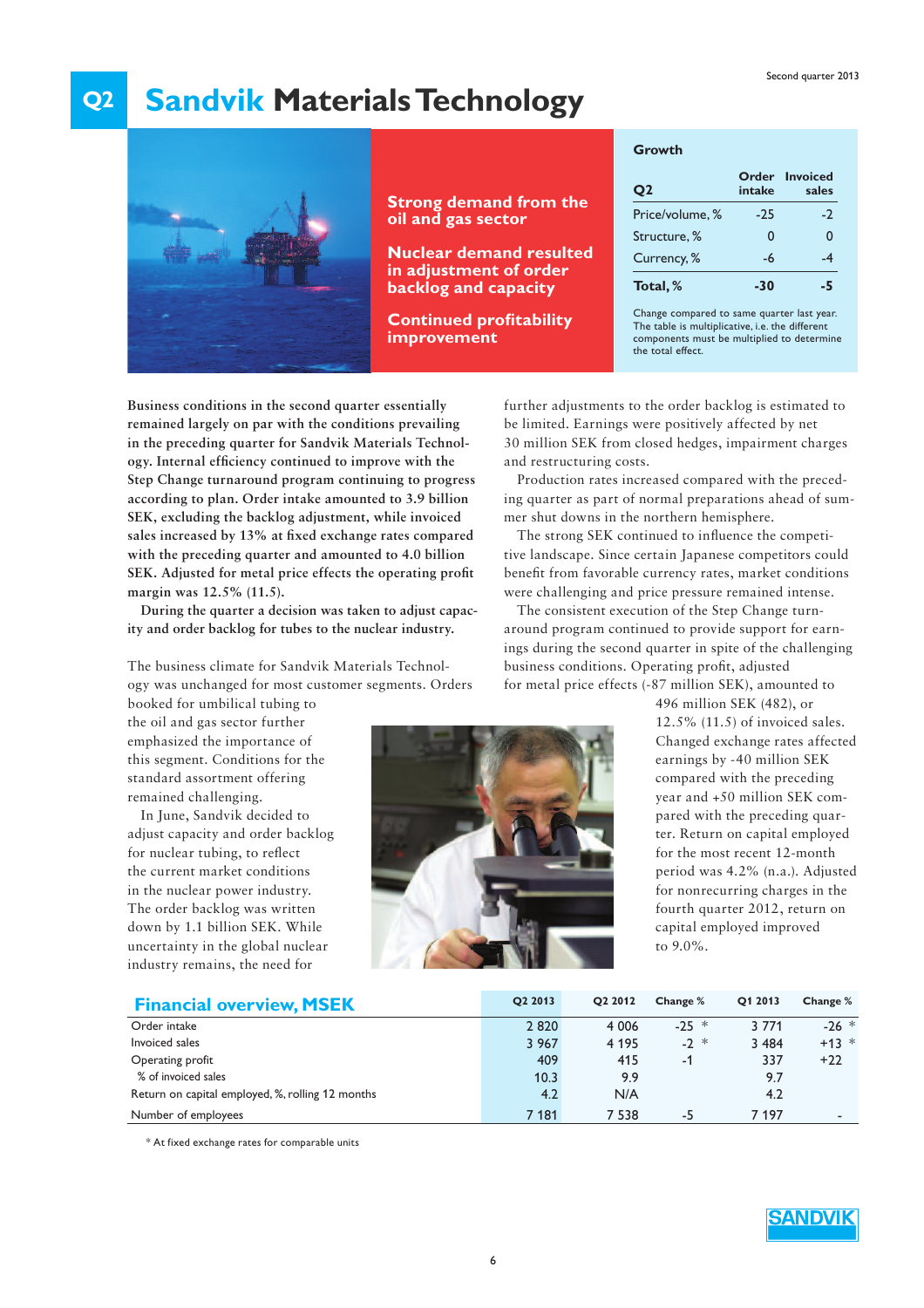# Q2 Sandvik Materials Technology

**Strong demand from the oil and gas sector**

**Nuclear demand resulted in adjustment of order backlog and capacity**

**Continued profitability improvement**

### Growth

| Q2 | Order intake | Invoiced sales |
|---|---|---|
| Price/volume, % | -25 | -2 |
| Structure, % | 0 | 0 |
| Currency, % | -6 | -4 |
| **Total, %** | **-30** | **-5** |

Change compared to same quarter last year. The table is multiplicative, i.e. the different components must be multiplied to determine the total effect.

**Business conditions in the second quarter essentially remained largely on par with the conditions prevailing in the preceding quarter for Sandvik Materials Technology. Internal efficiency continued to improve with the Step Change turnaround program continuing to progress according to plan. Order intake amounted to 3.9 billion SEK, excluding the backlog adjustment, while invoiced sales increased by 13% at fixed exchange rates compared with the preceding quarter and amounted to 4.0 billion SEK. Adjusted for metal price effects the operating profit margin was 12.5% (11.5).**

**During the quarter a decision was taken to adjust capacity and order backlog for tubes to the nuclear industry.**

The business climate for Sandvik Materials Technology was unchanged for most customer segments. Orders booked for umbilical tubing to the oil and gas sector further emphasized the importance of this segment. Conditions for the standard assortment offering remained challenging.

In June, Sandvik decided to adjust capacity and order backlog for nuclear tubing, to reflect the current market conditions in the nuclear power industry. The order backlog was written down by 1.1 billion SEK. While uncertainty in the global nuclear industry remains, the need for further adjustments to the order backlog is estimated to be limited. Earnings were positively affected by net 30 million SEK from closed hedges, impairment charges and restructuring costs.

Production rates increased compared with the preceding quarter as part of normal preparations ahead of summer shut downs in the northern hemisphere.

The strong SEK continued to influence the competitive landscape. Since certain Japanese competitors could benefit from favorable currency rates, market conditions were challenging and price pressure remained intense.

The consistent execution of the Step Change turnaround program continued to provide support for earnings during the second quarter in spite of the challenging business conditions. Operating profit, adjusted for metal price effects (-87 million SEK), amounted to 496 million SEK (482), or 12.5% (11.5) of invoiced sales. Changed exchange rates affected earnings by -40 million SEK compared with the preceding year and +50 million SEK compared with the preceding quarter. Return on capital employed for the most recent 12-month period was 4.2% (n.a.). Adjusted for nonrecurring charges in the fourth quarter 2012, return on capital employed improved to 9.0%.

## Financial overview, MSEK

| | Q2 2013 | Q2 2012 | Change % | Q1 2013 | Change % |
|---|---|---|---|---|---|
| Order intake | 2 820 | 4 006 | -25 * | 3 771 | -26 * |
| Invoiced sales | 3 967 | 4 195 | -2 * | 3 484 | +13 * |
| Operating profit | 409 | 415 | -1 | 337 | +22 |
| % of invoiced sales | 10.3 | 9.9 | | 9.7 | |
| Return on capital employed, %, rolling 12 months | 4.2 | N/A | | 4.2 | |
| Number of employees | 7 181 | 7 538 | -5 | 7 197 | - |

* At fixed exchange rates for comparable units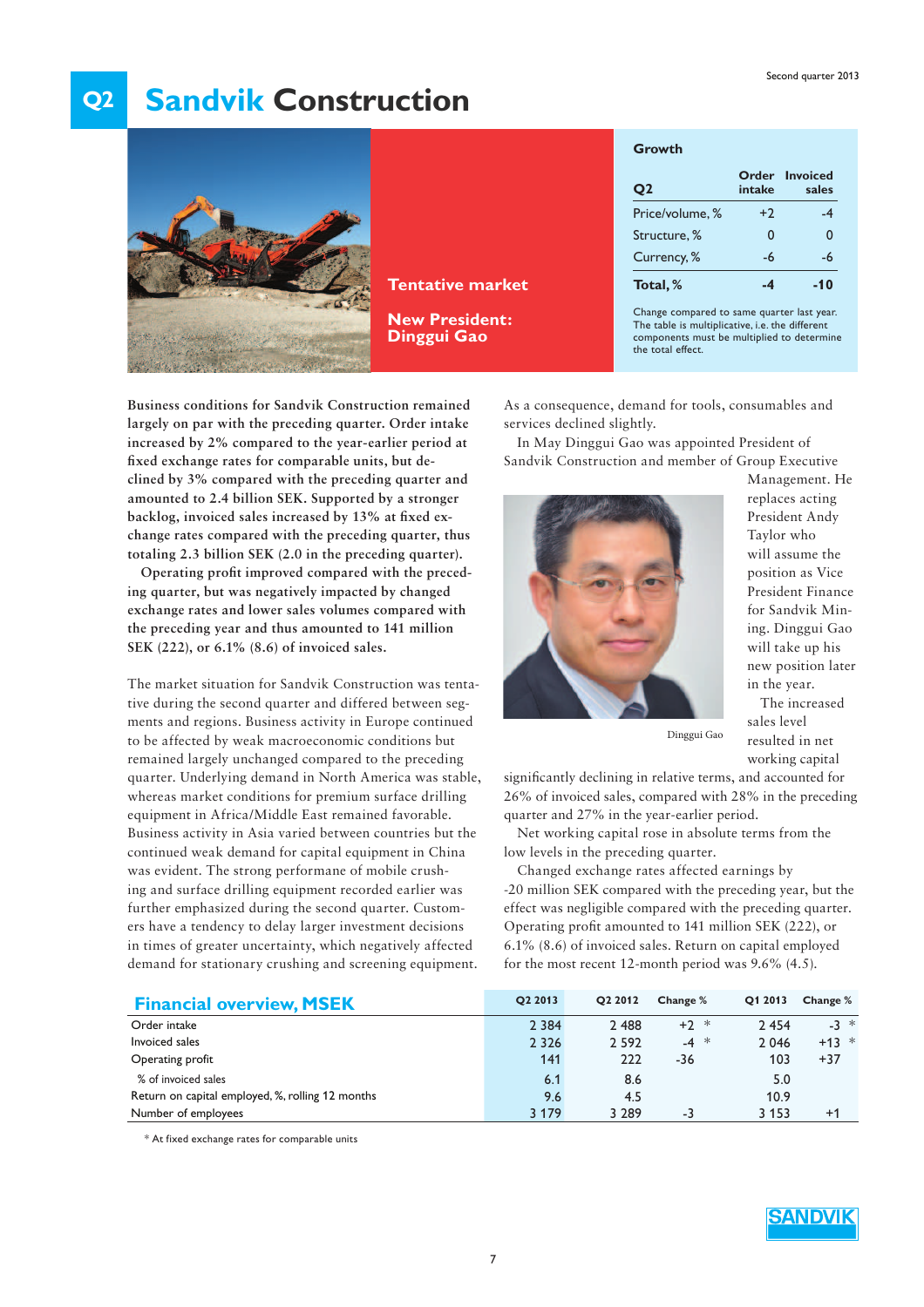# Q2 Sandvik Construction

**Tentative market**

**New President: Dinggui Gao**

**Growth**

| Q2 | Order intake | Invoiced sales |
|---|---|---|
| Price/volume, % | +2 | -4 |
| Structure, % | 0 | 0 |
| Currency, % | -6 | -6 |
| **Total, %** | **-4** | **-10** |

Change compared to same quarter last year. The table is multiplicative, i.e. the different components must be multiplied to determine the total effect.

**Business conditions for Sandvik Construction remained largely on par with the preceding quarter. Order intake increased by 2% compared to the year-earlier period at fixed exchange rates for comparable units, but declined by 3% compared with the preceding quarter and amounted to 2.4 billion SEK. Supported by a stronger backlog, invoiced sales increased by 13% at fixed exchange rates compared with the preceding quarter, thus totaling 2.3 billion SEK (2.0 in the preceding quarter).**

**Operating profit improved compared with the preceding quarter, but was negatively impacted by changed exchange rates and lower sales volumes compared with the preceding year and thus amounted to 141 million SEK (222), or 6.1% (8.6) of invoiced sales.**

The market situation for Sandvik Construction was tentative during the second quarter and differed between segments and regions. Business activity in Europe continued to be affected by weak macroeconomic conditions but remained largely unchanged compared to the preceding quarter. Underlying demand in North America was stable, whereas market conditions for premium surface drilling equipment in Africa/Middle East remained favorable. Business activity in Asia varied between countries but the continued weak demand for capital equipment in China was evident. The strong performane of mobile crushing and surface drilling equipment recorded earlier was further emphasized during the second quarter. Customers have a tendency to delay larger investment decisions in times of greater uncertainty, which negatively affected demand for stationary crushing and screening equipment. As a consequence, demand for tools, consumables and services declined slightly.

In May Dinggui Gao was appointed President of Sandvik Construction and member of Group Executive Management. He replaces acting President Andy Taylor who will assume the position as Vice President Finance for Sandvik Mining. Dinggui Gao will take up his new position later in the year.

Dinggui Gao

The increased sales level resulted in net working capital significantly declining in relative terms, and accounted for 26% of invoiced sales, compared with 28% in the preceding quarter and 27% in the year-earlier period.

Net working capital rose in absolute terms from the low levels in the preceding quarter.

Changed exchange rates affected earnings by -20 million SEK compared with the preceding year, but the effect was negligible compared with the preceding quarter. Operating profit amounted to 141 million SEK (222), or 6.1% (8.6) of invoiced sales. Return on capital employed for the most recent 12-month period was 9.6% (4.5).

## Financial overview, MSEK

| | Q2 2013 | Q2 2012 | Change % | Q1 2013 | Change % |
|---|---|---|---|---|---|
| Order intake | 2 384 | 2 488 | +2 * | 2 454 | -3 * |
| Invoiced sales | 2 326 | 2 592 | -4 * | 2 046 | +13 * |
| Operating profit | 141 | 222 | -36 | 103 | +37 |
| % of invoiced sales | 6.1 | 8.6 | | 5.0 | |
| Return on capital employed, %, rolling 12 months | 9.6 | 4.5 | | 10.9 | |
| Number of employees | 3 179 | 3 289 | -3 | 3 153 | +1 |

\* At fixed exchange rates for comparable units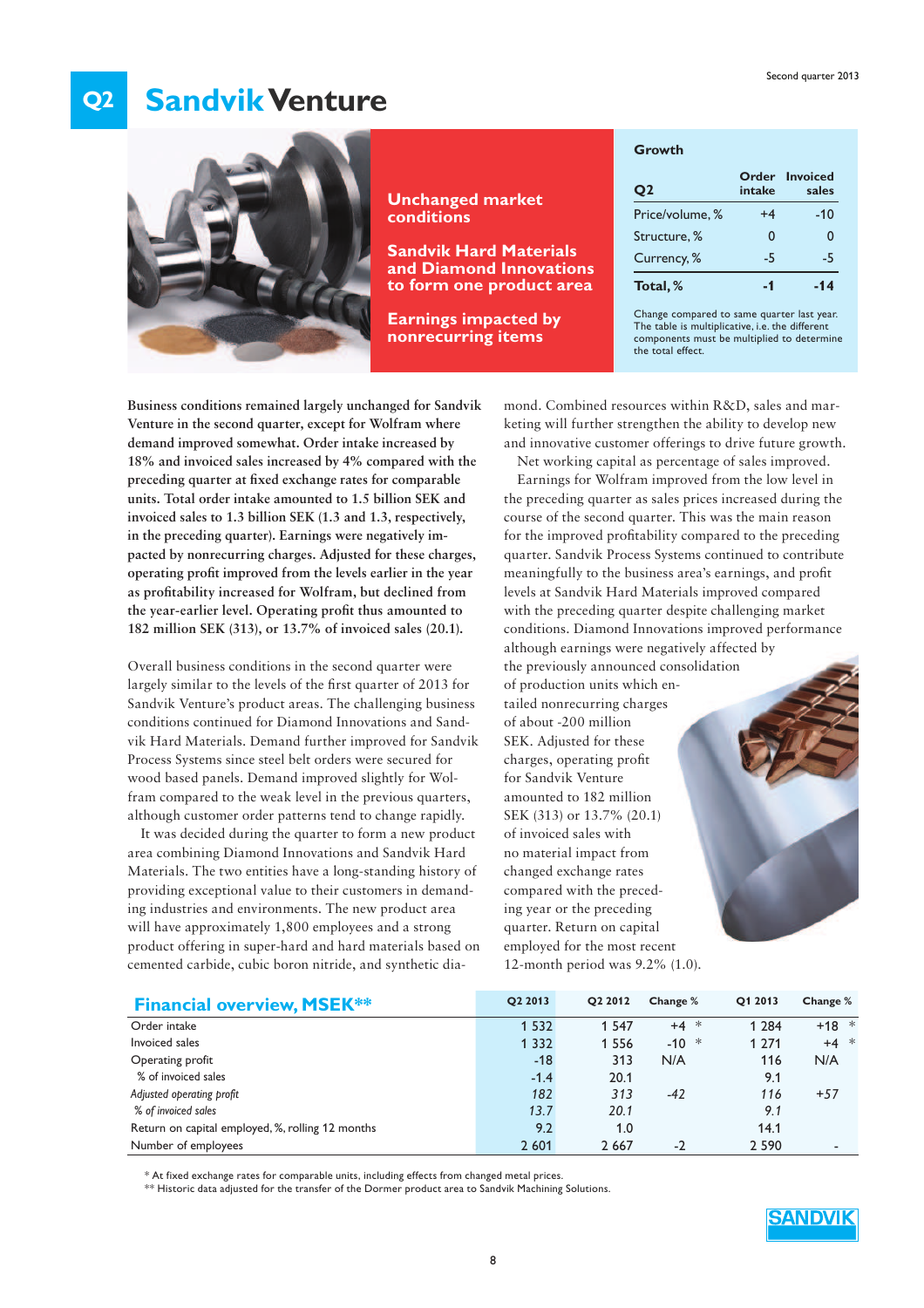# Q2 Sandvik Venture

**Unchanged market conditions**

**Sandvik Hard Materials and Diamond Innovations to form one product area**

**Earnings impacted by nonrecurring items**

**Growth**

| Q2 | Order intake | Invoiced sales |
|---|---|---|
| Price/volume, % | +4 | -10 |
| Structure, % | 0 | 0 |
| Currency, % | -5 | -5 |
| **Total, %** | **-1** | **-14** |

Change compared to same quarter last year. The table is multiplicative, i.e. the different components must be multiplied to determine the total effect.

**Business conditions remained largely unchanged for Sandvik Venture in the second quarter, except for Wolfram where demand improved somewhat. Order intake increased by 18% and invoiced sales increased by 4% compared with the preceding quarter at fixed exchange rates for comparable units. Total order intake amounted to 1.5 billion SEK and invoiced sales to 1.3 billion SEK (1.3 and 1.3, respectively, in the preceding quarter). Earnings were negatively impacted by nonrecurring charges. Adjusted for these charges, operating profit improved from the levels earlier in the year as profitability increased for Wolfram, but declined from the year-earlier level. Operating profit thus amounted to 182 million SEK (313), or 13.7% of invoiced sales (20.1).**

Overall business conditions in the second quarter were largely similar to the levels of the first quarter of 2013 for Sandvik Venture's product areas. The challenging business conditions continued for Diamond Innovations and Sandvik Hard Materials. Demand further improved for Sandvik Process Systems since steel belt orders were secured for wood based panels. Demand improved slightly for Wolfram compared to the weak level in the previous quarters, although customer order patterns tend to change rapidly.

It was decided during the quarter to form a new product area combining Diamond Innovations and Sandvik Hard Materials. The two entities have a long-standing history of providing exceptional value to their customers in demanding industries and environments. The new product area will have approximately 1,800 employees and a strong product offering in super-hard and hard materials based on cemented carbide, cubic boron nitride, and synthetic diamond. Combined resources within R&D, sales and marketing will further strengthen the ability to develop new and innovative customer offerings to drive future growth.

Net working capital as percentage of sales improved.

Earnings for Wolfram improved from the low level in the preceding quarter as sales prices increased during the course of the second quarter. This was the main reason for the improved profitability compared to the preceding quarter. Sandvik Process Systems continued to contribute meaningfully to the business area's earnings, and profit levels at Sandvik Hard Materials improved compared with the preceding quarter despite challenging market conditions. Diamond Innovations improved performance although earnings were negatively affected by the previously announced consolidation of production units which entailed nonrecurring charges of about -200 million SEK. Adjusted for these charges, operating profit for Sandvik Venture amounted to 182 million SEK (313) or 13.7% (20.1) of invoiced sales with no material impact from changed exchange rates compared with the preceding year or the preceding quarter. Return on capital employed for the most recent 12-month period was 9.2% (1.0).

## Financial overview, MSEK**

| | Q2 2013 | Q2 2012 | Change % | Q1 2013 | Change % |
|---|---|---|---|---|---|
| Order intake | 1 532 | 1 547 | +4 * | 1 284 | +18 * |
| Invoiced sales | 1 332 | 1 556 | -10 * | 1 271 | +4 * |
| Operating profit | -18 | 313 | N/A | 116 | N/A |
| % of invoiced sales | -1.4 | 20.1 | | 9.1 | |
| *Adjusted operating profit* | *182* | *313* | *-42* | *116* | *+57* |
| *% of invoiced sales* | *13.7* | *20.1* | | *9.1* | |
| Return on capital employed, %, rolling 12 months | 9.2 | 1.0 | | 14.1 | |
| Number of employees | 2 601 | 2 667 | -2 | 2 590 | - |

\* At fixed exchange rates for comparable units, including effects from changed metal prices.
\*\* Historic data adjusted for the transfer of the Dormer product area to Sandvik Machining Solutions.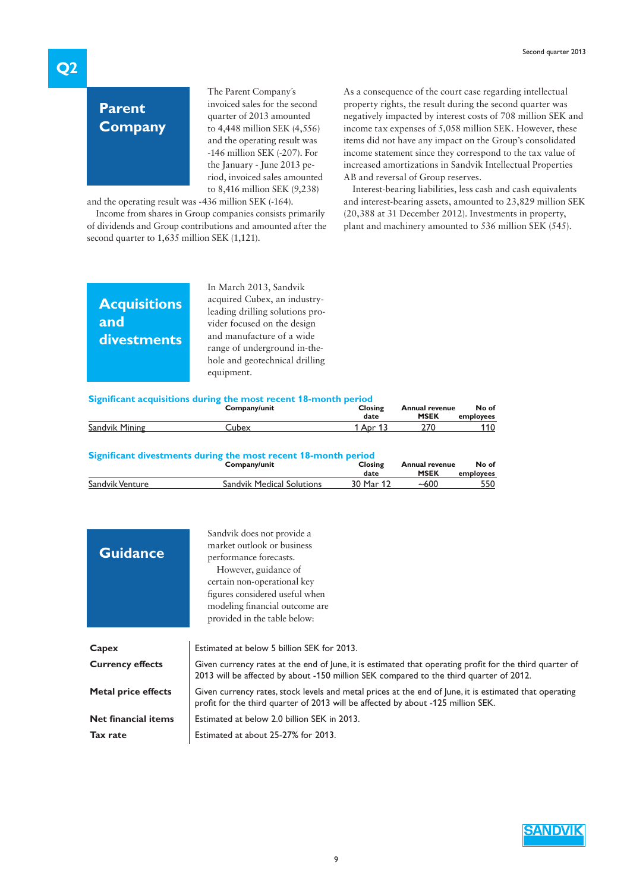## Parent Company

The Parent Company´s invoiced sales for the second quarter of 2013 amounted to 4,448 million SEK (4,556) and the operating result was -146 million SEK (-207). For the January - June 2013 period, invoiced sales amounted to 8,416 million SEK (9,238) and the operating result was -436 million SEK (-164).

Income from shares in Group companies consists primarily of dividends and Group contributions and amounted after the second quarter to 1,635 million SEK (1,121).

As a consequence of the court case regarding intellectual property rights, the result during the second quarter was negatively impacted by interest costs of 708 million SEK and income tax expenses of 5,058 million SEK. However, these items did not have any impact on the Group's consolidated income statement since they correspond to the tax value of increased amortizations in Sandvik Intellectual Properties AB and reversal of Group reserves.

Interest-bearing liabilities, less cash and cash equivalents and interest-bearing assets, amounted to 23,829 million SEK (20,388 at 31 December 2012). Investments in property, plant and machinery amounted to 536 million SEK (545).

## Acquisitions and divestments

In March 2013, Sandvik acquired Cubex, an industry-leading drilling solutions provider focused on the design and manufacture of a wide range of underground in-the-hole and geotechnical drilling equipment.

**Significant acquisitions during the most recent 18-month period**

| | Company/unit | Closing date | Annual revenue MSEK | No of employees |
|---|---|---|---|---|
| Sandvik Mining | Cubex | 1 Apr 13 | 270 | 110 |

**Significant divestments during the most recent 18-month period**

| | Company/unit | Closing date | Annual revenue MSEK | No of employees |
|---|---|---|---|---|
| Sandvik Venture | Sandvik Medical Solutions | 30 Mar 12 | ~600 | 550 |

## Guidance

Sandvik does not provide a market outlook or business performance forecasts.

However, guidance of certain non-operational key figures considered useful when modeling financial outcome are provided in the table below:

| | |
|---|---|
| **Capex** | Estimated at below 5 billion SEK for 2013. |
| **Currency effects** | Given currency rates at the end of June, it is estimated that operating profit for the third quarter of 2013 will be affected by about -150 million SEK compared to the third quarter of 2012. |
| **Metal price effects** | Given currency rates, stock levels and metal prices at the end of June, it is estimated that operating profit for the third quarter of 2013 will be affected by about -125 million SEK. |
| **Net financial items** | Estimated at below 2.0 billion SEK in 2013. |
| **Tax rate** | Estimated at about 25-27% for 2013. |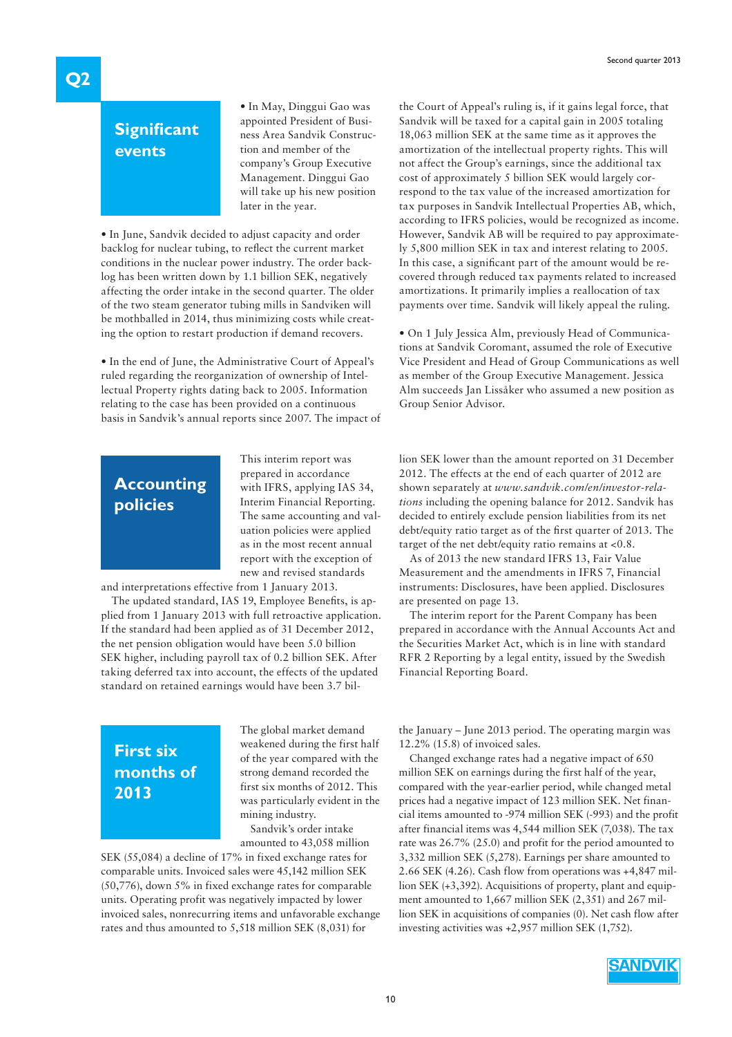## Significant events

• In May, Dinggui Gao was appointed President of Business Area Sandvik Construction and member of the company's Group Executive Management. Dinggui Gao will take up his new position later in the year.

• In June, Sandvik decided to adjust capacity and order backlog for nuclear tubing, to reflect the current market conditions in the nuclear power industry. The order backlog has been written down by 1.1 billion SEK, negatively affecting the order intake in the second quarter. The older of the two steam generator tubing mills in Sandviken will be mothballed in 2014, thus minimizing costs while creating the option to restart production if demand recovers.

• In the end of June, the Administrative Court of Appeal's ruled regarding the reorganization of ownership of Intellectual Property rights dating back to 2005. Information relating to the case has been provided on a continuous basis in Sandvik's annual reports since 2007. The impact of the Court of Appeal's ruling is, if it gains legal force, that Sandvik will be taxed for a capital gain in 2005 totaling 18,063 million SEK at the same time as it approves the amortization of the intellectual property rights. This will not affect the Group's earnings, since the additional tax cost of approximately 5 billion SEK would largely correspond to the tax value of the increased amortization for tax purposes in Sandvik Intellectual Properties AB, which, according to IFRS policies, would be recognized as income. However, Sandvik AB will be required to pay approximately 5,800 million SEK in tax and interest relating to 2005. In this case, a significant part of the amount would be recovered through reduced tax payments related to increased amortizations. It primarily implies a reallocation of tax payments over time. Sandvik will likely appeal the ruling.

• On 1 July Jessica Alm, previously Head of Communications at Sandvik Coromant, assumed the role of Executive Vice President and Head of Group Communications as well as member of the Group Executive Management. Jessica Alm succeeds Jan Lissåker who assumed a new position as Group Senior Advisor.

## Accounting policies

This interim report was prepared in accordance with IFRS, applying IAS 34, Interim Financial Reporting. The same accounting and valuation policies were applied as in the most recent annual report with the exception of new and revised standards and interpretations effective from 1 January 2013.

The updated standard, IAS 19, Employee Benefits, is applied from 1 January 2013 with full retroactive application. If the standard had been applied as of 31 December 2012, the net pension obligation would have been 5.0 billion SEK higher, including payroll tax of 0.2 billion SEK. After taking deferred tax into account, the effects of the updated standard on retained earnings would have been 3.7 billion SEK lower than the amount reported on 31 December 2012. The effects at the end of each quarter of 2012 are shown separately at *www.sandvik.com/en/investor-relations* including the opening balance for 2012. Sandvik has decided to entirely exclude pension liabilities from its net debt/equity ratio target as of the first quarter of 2013. The target of the net debt/equity ratio remains at <0.8.

As of 2013 the new standard IFRS 13, Fair Value Measurement and the amendments in IFRS 7, Financial instruments: Disclosures, have been applied. Disclosures are presented on page 13.

The interim report for the Parent Company has been prepared in accordance with the Annual Accounts Act and the Securities Market Act, which is in line with standard RFR 2 Reporting by a legal entity, issued by the Swedish Financial Reporting Board.

## First six months of 2013

The global market demand weakened during the first half of the year compared with the strong demand recorded the first six months of 2012. This was particularly evident in the mining industry.

Sandvik's order intake amounted to 43,058 million SEK (55,084) a decline of 17% in fixed exchange rates for comparable units. Invoiced sales were 45,142 million SEK (50,776), down 5% in fixed exchange rates for comparable units. Operating profit was negatively impacted by lower invoiced sales, nonrecurring items and unfavorable exchange rates and thus amounted to 5,518 million SEK (8,031) for the January – June 2013 period. The operating margin was 12.2% (15.8) of invoiced sales.

Changed exchange rates had a negative impact of 650 million SEK on earnings during the first half of the year, compared with the year-earlier period, while changed metal prices had a negative impact of 123 million SEK. Net financial items amounted to -974 million SEK (-993) and the profit after financial items was 4,544 million SEK (7,038). The tax rate was 26.7% (25.0) and profit for the period amounted to 3,332 million SEK (5,278). Earnings per share amounted to 2.66 SEK (4.26). Cash flow from operations was +4,847 million SEK (+3,392). Acquisitions of property, plant and equipment amounted to 1,667 million SEK (2,351) and 267 million SEK in acquisitions of companies (0). Net cash flow after investing activities was +2,957 million SEK (1,752).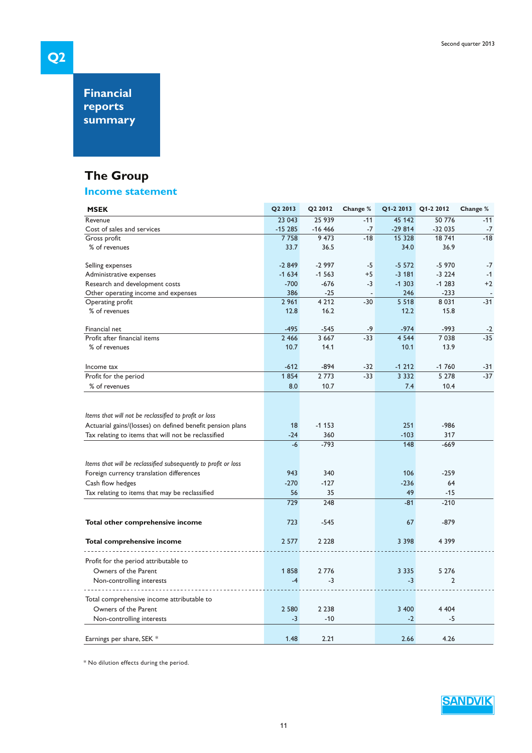# Q2

## Financial reports summary

## The Group

### Income statement

| MSEK | Q2 2013 | Q2 2012 | Change % | Q1-2 2013 | Q1-2 2012 | Change % |
|---|---|---|---|---|---|---|
| Revenue | 23 043 | 25 939 | -11 | 45 142 | 50 776 | -11 |
| Cost of sales and services | -15 285 | -16 466 | -7 | -29 814 | -32 035 | -7 |
| Gross profit | 7 758 | 9 473 | -18 | 15 328 | 18 741 | -18 |
| % of revenues | 33.7 | 36.5 | | 34.0 | 36.9 | |
| | | | | | | |
| Selling expenses | -2 849 | -2 997 | -5 | -5 572 | -5 970 | -7 |
| Administrative expenses | -1 634 | -1 563 | +5 | -3 181 | -3 224 | -1 |
| Research and development costs | -700 | -676 | -3 | -1 303 | -1 283 | +2 |
| Other operating income and expenses | 386 | -25 | - | 246 | -233 | - |
| Operating profit | 2 961 | 4 212 | -30 | 5 518 | 8 031 | -31 |
| % of revenues | 12.8 | 16.2 | | 12.2 | 15.8 | |
| | | | | | | |
| Financial net | -495 | -545 | -9 | -974 | -993 | -2 |
| Profit after financial items | 2 466 | 3 667 | -33 | 4 544 | 7 038 | -35 |
| % of revenues | 10.7 | 14.1 | | 10.1 | 13.9 | |
| | | | | | | |
| Income tax | -612 | -894 | -32 | -1 212 | -1 760 | -31 |
| Profit for the period | 1 854 | 2 773 | -33 | 3 332 | 5 278 | -37 |
| % of revenues | 8.0 | 10.7 | | 7.4 | 10.4 | |
| | | | | | | |
| *Items that will not be reclassified to profit or loss* | | | | | | |
| Actuarial gains/(losses) on defined benefit pension plans | 18 | -1 153 | | 251 | -986 | |
| Tax relating to items that will not be reclassified | -24 | 360 | | -103 | 317 | |
| | -6 | -793 | | 148 | -669 | |
| | | | | | | |
| *Items that will be reclassified subsequently to profit or loss* | | | | | | |
| Foreign currency translation differences | 943 | 340 | | 106 | -259 | |
| Cash flow hedges | -270 | -127 | | -236 | 64 | |
| Tax relating to items that may be reclassified | 56 | 35 | | 49 | -15 | |
| | 729 | 248 | | -81 | -210 | |
| | | | | | | |
| **Total other comprehensive income** | 723 | -545 | | 67 | -879 | |
| | | | | | | |
| **Total comprehensive income** | 2 577 | 2 228 | | 3 398 | 4 399 | |
| | | | | | | |
| Profit for the period attributable to | | | | | | |
| Owners of the Parent | 1 858 | 2 776 | | 3 335 | 5 276 | |
| Non-controlling interests | -4 | -3 | | -3 | 2 | |
| | | | | | | |
| Total comprehensive income attributable to | | | | | | |
| Owners of the Parent | 2 580 | 2 238 | | 3 400 | 4 404 | |
| Non-controlling interests | -3 | -10 | | -2 | -5 | |
| | | | | | | |
| Earnings per share, SEK * | 1.48 | 2.21 | | 2.66 | 4.26 | |

\* No dilution effects during the period.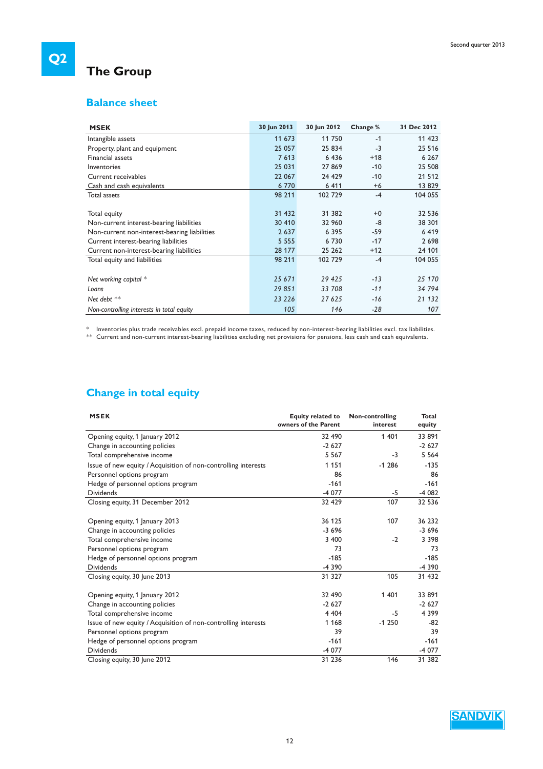# The Group

## Balance sheet

| MSEK | 30 Jun 2013 | 30 Jun 2012 | Change % | 31 Dec 2012 |
|---|---|---|---|---|
| Intangible assets | 11 673 | 11 750 | -1 | 11 423 |
| Property, plant and equipment | 25 057 | 25 834 | -3 | 25 516 |
| Financial assets | 7 613 | 6 436 | +18 | 6 267 |
| Inventories | 25 031 | 27 869 | -10 | 25 508 |
| Current receivables | 22 067 | 24 429 | -10 | 21 512 |
| Cash and cash equivalents | 6 770 | 6 411 | +6 | 13 829 |
| Total assets | 98 211 | 102 729 | -4 | 104 055 |
| | | | | |
| Total equity | 31 432 | 31 382 | +0 | 32 536 |
| Non-current interest-bearing liabilities | 30 410 | 32 960 | -8 | 38 301 |
| Non-current non-interest-bearing liabilities | 2 637 | 6 395 | -59 | 6 419 |
| Current interest-bearing liabilities | 5 555 | 6 730 | -17 | 2 698 |
| Current non-interest-bearing liabilities | 28 177 | 25 262 | +12 | 24 101 |
| Total equity and liabilities | 98 211 | 102 729 | -4 | 104 055 |
| | | | | |
| *Net working capital \** | *25 671* | *29 425* | *-13* | *25 170* |
| *Loans* | *29 851* | *33 708* | *-11* | *34 794* |
| *Net debt \*\** | *23 226* | *27 625* | *-16* | *21 132* |
| *Non-controlling interests in total equity* | *105* | *146* | *-28* | *107* |

\* Inventories plus trade receivables excl. prepaid income taxes, reduced by non-interest-bearing liabilities excl. tax liabilities.
\*\* Current and non-current interest-bearing liabilities excluding net provisions for pensions, less cash and cash equivalents.

## Change in total equity

| MSEK | Equity related to owners of the Parent | Non-controlling interest | Total equity |
|---|---|---|---|
| Opening equity, 1 January 2012 | 32 490 | 1 401 | 33 891 |
| Change in accounting policies | -2 627 | | -2 627 |
| Total comprehensive income | 5 567 | -3 | 5 564 |
| Issue of new equity / Acquisition of non-controlling interests | 1 151 | -1 286 | -135 |
| Personnel options program | 86 | | 86 |
| Hedge of personnel options program | -161 | | -161 |
| Dividends | -4 077 | -5 | -4 082 |
| Closing equity, 31 December 2012 | 32 429 | 107 | 32 536 |
| | | | |
| Opening equity, 1 January 2013 | 36 125 | 107 | 36 232 |
| Change in accounting policies | -3 696 | | -3 696 |
| Total comprehensive income | 3 400 | -2 | 3 398 |
| Personnel options program | 73 | | 73 |
| Hedge of personnel options program | -185 | | -185 |
| Dividends | -4 390 | | -4 390 |
| Closing equity, 30 June 2013 | 31 327 | 105 | 31 432 |
| | | | |
| Opening equity, 1 January 2012 | 32 490 | 1 401 | 33 891 |
| Change in accounting policies | -2 627 | | -2 627 |
| Total comprehensive income | 4 404 | -5 | 4 399 |
| Issue of new equity / Acquisition of non-controlling interests | 1 168 | -1 250 | -82 |
| Personnel options program | 39 | | 39 |
| Hedge of personnel options program | -161 | | -161 |
| Dividends | -4 077 | | -4 077 |
| Closing equity, 30 June 2012 | 31 236 | 146 | 31 382 |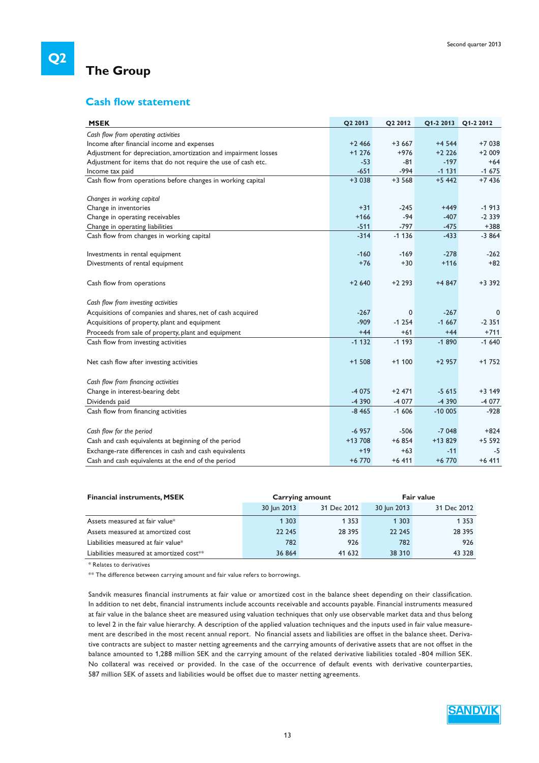# The Group

## Cash flow statement

| MSEK | Q2 2013 | Q2 2012 | Q1-2 2013 | Q1-2 2012 |
|---|---|---|---|---|
| *Cash flow from operating activities* | | | | |
| Income after financial income and expenses | +2 466 | +3 667 | +4 544 | +7 038 |
| Adjustment for depreciation, amortization and impairment losses | +1 276 | +976 | +2 226 | +2 009 |
| Adjustment for items that do not require the use of cash etc. | -53 | -81 | -197 | +64 |
| Income tax paid | -651 | -994 | -1 131 | -1 675 |
| Cash flow from operations before changes in working capital | +3 038 | +3 568 | +5 442 | +7 436 |
| | | | | |
| *Changes in working capital* | | | | |
| Change in inventories | +31 | -245 | +449 | -1 913 |
| Change in operating receivables | +166 | -94 | -407 | -2 339 |
| Change in operating liabilities | -511 | -797 | -475 | +388 |
| Cash flow from changes in working capital | -314 | -1 136 | -433 | -3 864 |
| | | | | |
| Investments in rental equipment | -160 | -169 | -278 | -262 |
| Divestments of rental equipment | +76 | +30 | +116 | +82 |
| | | | | |
| Cash flow from operations | +2 640 | +2 293 | +4 847 | +3 392 |
| | | | | |
| *Cash flow from investing activities* | | | | |
| Acquisitions of companies and shares, net of cash acquired | -267 | 0 | -267 | 0 |
| Acquisitions of property, plant and equipment | -909 | -1 254 | -1 667 | -2 351 |
| Proceeds from sale of property, plant and equipment | +44 | +61 | +44 | +711 |
| Cash flow from investing activities | -1 132 | -1 193 | -1 890 | -1 640 |
| | | | | |
| Net cash flow after investing activities | +1 508 | +1 100 | +2 957 | +1 752 |
| | | | | |
| *Cash flow from financing activities* | | | | |
| Change in interest-bearing debt | -4 075 | +2 471 | -5 615 | +3 149 |
| Dividends paid | -4 390 | -4 077 | -4 390 | -4 077 |
| Cash flow from financing activities | -8 465 | -1 606 | -10 005 | -928 |
| | | | | |
| *Cash flow for the period* | -6 957 | -506 | -7 048 | +824 |
| Cash and cash equivalents at beginning of the period | +13 708 | +6 854 | +13 829 | +5 592 |
| Exchange-rate differences in cash and cash equivalents | +19 | +63 | -11 | -5 |
| Cash and cash equivalents at the end of the period | +6 770 | +6 411 | +6 770 | +6 411 |

| Financial instruments, MSEK | Carrying amount | | Fair value | |
|---|---|---|---|---|
| | 30 Jun 2013 | 31 Dec 2012 | 30 Jun 2013 | 31 Dec 2012 |
| Assets measured at fair value* | 1 303 | 1 353 | 1 303 | 1 353 |
| Assets measured at amortized cost | 22 245 | 28 395 | 22 245 | 28 395 |
| Liabilities measured at fair value* | 782 | 926 | 782 | 926 |
| Liabilities measured at amortized cost** | 36 864 | 41 632 | 38 310 | 43 328 |

\* Relates to derivatives

\*\* The difference between carrying amount and fair value refers to borrowings.

Sandvik measures financial instruments at fair value or amortized cost in the balance sheet depending on their classification. In addition to net debt, financial instruments include accounts receivable and accounts payable. Financial instruments measured at fair value in the balance sheet are measured using valuation techniques that only use observable market data and thus belong to level 2 in the fair value hierarchy. A description of the applied valuation techniques and the inputs used in fair value measurement are described in the most recent annual report. No financial assets and liabilities are offset in the balance sheet. Derivative contracts are subject to master netting agreements and the carrying amounts of derivative assets that are not offset in the balance amounted to 1,288 million SEK and the carrying amount of the related derivative liabilities totaled -804 million SEK. No collateral was received or provided. In the case of the occurrence of default events with derivative counterparties, 587 million SEK of assets and liabilities would be offset due to master netting agreements.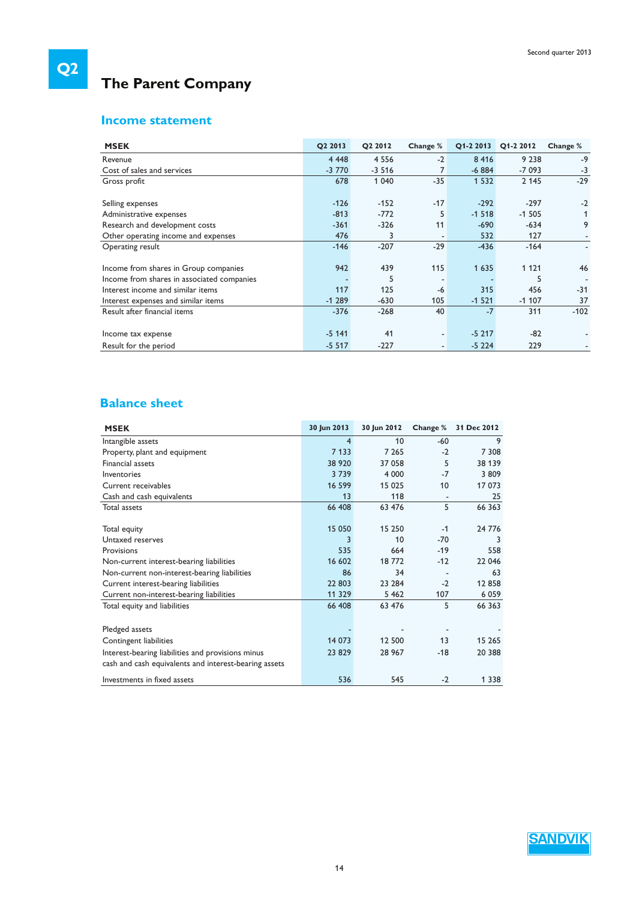# The Parent Company

## Income statement

| MSEK | Q2 2013 | Q2 2012 | Change % | Q1-2 2013 | Q1-2 2012 | Change % |
|---|---|---|---|---|---|---|
| Revenue | 4 448 | 4 556 | -2 | 8 416 | 9 238 | -9 |
| Cost of sales and services | -3 770 | -3 516 | 7 | -6 884 | -7 093 | -3 |
| Gross profit | 678 | 1 040 | -35 | 1 532 | 2 145 | -29 |
| | | | | | | |
| Selling expenses | -126 | -152 | -17 | -292 | -297 | -2 |
| Administrative expenses | -813 | -772 | 5 | -1 518 | -1 505 | 1 |
| Research and development costs | -361 | -326 | 11 | -690 | -634 | 9 |
| Other operating income and expenses | 476 | 3 | - | 532 | 127 | - |
| Operating result | -146 | -207 | -29 | -436 | -164 | - |
| | | | | | | |
| Income from shares in Group companies | 942 | 439 | 115 | 1 635 | 1 121 | 46 |
| Income from shares in associated companies | - | 5 | - | - | 5 | - |
| Interest income and similar items | 117 | 125 | -6 | 315 | 456 | -31 |
| Interest expenses and similar items | -1 289 | -630 | 105 | -1 521 | -1 107 | 37 |
| Result after financial items | -376 | -268 | 40 | -7 | 311 | -102 |
| | | | | | | |
| Income tax expense | -5 141 | 41 | - | -5 217 | -82 | - |
| Result for the period | -5 517 | -227 | - | -5 224 | 229 | - |

## Balance sheet

| MSEK | 30 Jun 2013 | 30 Jun 2012 | Change % | 31 Dec 2012 |
|---|---|---|---|---|
| Intangible assets | 4 | 10 | -60 | 9 |
| Property, plant and equipment | 7 133 | 7 265 | -2 | 7 308 |
| Financial assets | 38 920 | 37 058 | 5 | 38 139 |
| Inventories | 3 739 | 4 000 | -7 | 3 809 |
| Current receivables | 16 599 | 15 025 | 10 | 17 073 |
| Cash and cash equivalents | 13 | 118 | - | 25 |
| Total assets | 66 408 | 63 476 | 5 | 66 363 |
| | | | | |
| Total equity | 15 050 | 15 250 | -1 | 24 776 |
| Untaxed reserves | 3 | 10 | -70 | 3 |
| Provisions | 535 | 664 | -19 | 558 |
| Non-current interest-bearing liabilities | 16 602 | 18 772 | -12 | 22 046 |
| Non-current non-interest-bearing liabilities | 86 | 34 | - | 63 |
| Current interest-bearing liabilities | 22 803 | 23 284 | -2 | 12 858 |
| Current non-interest-bearing liabilities | 11 329 | 5 462 | 107 | 6 059 |
| Total equity and liabilities | 66 408 | 63 476 | 5 | 66 363 |
| | | | | |
| Pledged assets | - | - | - | - |
| Contingent liabilities | 14 073 | 12 500 | 13 | 15 265 |
| Interest-bearing liabilities and provisions minus cash and cash equivalents and interest-bearing assets | 23 829 | 28 967 | -18 | 20 388 |
| | | | | |
| Investments in fixed assets | 536 | 545 | -2 | 1 338 |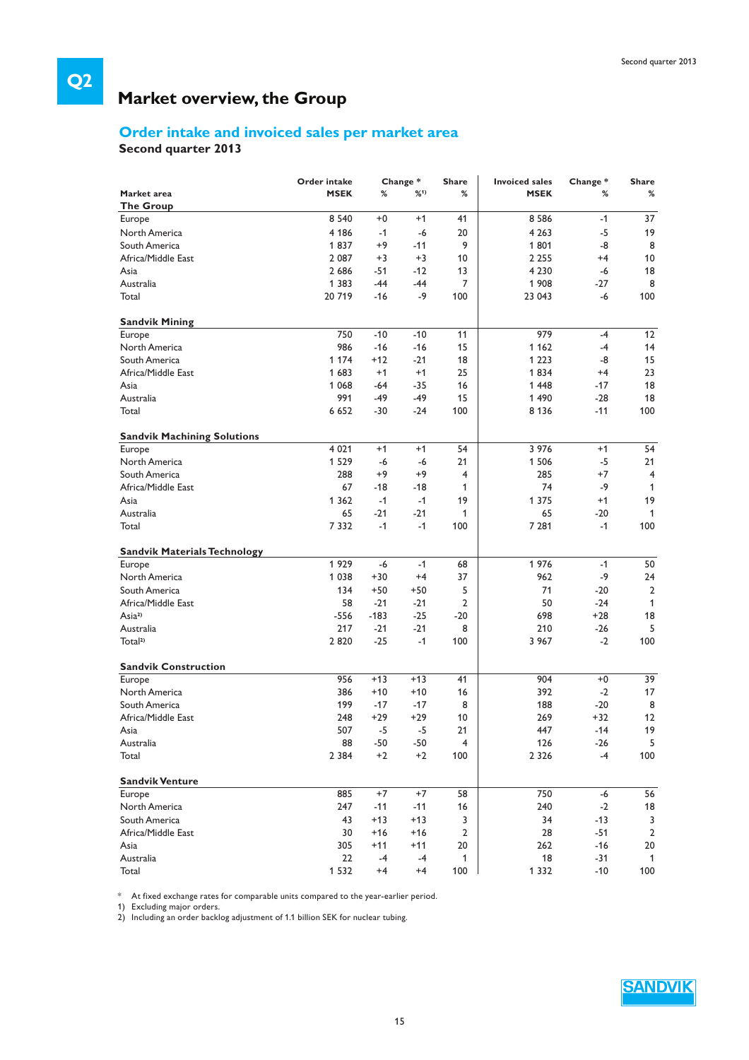# Market overview, the Group

## Order intake and invoiced sales per market area

### Second quarter 2013

| Market area | Order intake MSEK | Change * % | Change * %[1] | Share % | Invoiced sales MSEK | Change * % | Share % |
|---|---|---|---|---|---|---|---|
| **The Group** | | | | | | | |
| Europe | 8 540 | +0 | +1 | 41 | 8 586 | -1 | 37 |
| North America | 4 186 | -1 | -6 | 20 | 4 263 | -5 | 19 |
| South America | 1 837 | +9 | -11 | 9 | 1 801 | -8 | 8 |
| Africa/Middle East | 2 087 | +3 | +3 | 10 | 2 255 | +4 | 10 |
| Asia | 2 686 | -51 | -12 | 13 | 4 230 | -6 | 18 |
| Australia | 1 383 | -44 | -44 | 7 | 1 908 | -27 | 8 |
| Total | 20 719 | -16 | -9 | 100 | 23 043 | -6 | 100 |
| **Sandvik Mining** | | | | | | | |
| Europe | 750 | -10 | -10 | 11 | 979 | -4 | 12 |
| North America | 986 | -16 | -16 | 15 | 1 162 | -4 | 14 |
| South America | 1 174 | +12 | -21 | 18 | 1 223 | -8 | 15 |
| Africa/Middle East | 1 683 | +1 | +1 | 25 | 1 834 | +4 | 23 |
| Asia | 1 068 | -64 | -35 | 16 | 1 448 | -17 | 18 |
| Australia | 991 | -49 | -49 | 15 | 1 490 | -28 | 18 |
| Total | 6 652 | -30 | -24 | 100 | 8 136 | -11 | 100 |
| **Sandvik Machining Solutions** | | | | | | | |
| Europe | 4 021 | +1 | +1 | 54 | 3 976 | +1 | 54 |
| North America | 1 529 | -6 | -6 | 21 | 1 506 | -5 | 21 |
| South America | 288 | +9 | +9 | 4 | 285 | +7 | 4 |
| Africa/Middle East | 67 | -18 | -18 | 1 | 74 | -9 | 1 |
| Asia | 1 362 | -1 | -1 | 19 | 1 375 | +1 | 19 |
| Australia | 65 | -21 | -21 | 1 | 65 | -20 | 1 |
| Total | 7 332 | -1 | -1 | 100 | 7 281 | -1 | 100 |
| **Sandvik Materials Technology** | | | | | | | |
| Europe | 1 929 | -6 | -1 | 68 | 1 976 | -1 | 50 |
| North America | 1 038 | +30 | +4 | 37 | 962 | -9 | 24 |
| South America | 134 | +50 | +50 | 5 | 71 | -20 | 2 |
| Africa/Middle East | 58 | -21 | -21 | 2 | 50 | -24 | 1 |
| Asia[2] | -556 | -183 | -25 | -20 | 698 | +28 | 18 |
| Australia | 217 | -21 | -21 | 8 | 210 | -26 | 5 |
| Total[2] | 2 820 | -25 | -1 | 100 | 3 967 | -2 | 100 |
| **Sandvik Construction** | | | | | | | |
| Europe | 956 | +13 | +13 | 41 | 904 | +0 | 39 |
| North America | 386 | +10 | +10 | 16 | 392 | -2 | 17 |
| South America | 199 | -17 | -17 | 8 | 188 | -20 | 8 |
| Africa/Middle East | 248 | +29 | +29 | 10 | 269 | +32 | 12 |
| Asia | 507 | -5 | -5 | 21 | 447 | -14 | 19 |
| Australia | 88 | -50 | -50 | 4 | 126 | -26 | 5 |
| Total | 2 384 | +2 | +2 | 100 | 2 326 | -4 | 100 |
| **Sandvik Venture** | | | | | | | |
| Europe | 885 | +7 | +7 | 58 | 750 | -6 | 56 |
| North America | 247 | -11 | -11 | 16 | 240 | -2 | 18 |
| South America | 43 | +13 | +13 | 3 | 34 | -13 | 3 |
| Africa/Middle East | 30 | +16 | +16 | 2 | 28 | -51 | 2 |
| Asia | 305 | +11 | +11 | 20 | 262 | -16 | 20 |
| Australia | 22 | -4 | -4 | 1 | 18 | -31 | 1 |
| Total | 1 532 | +4 | +4 | 100 | 1 332 | -10 | 100 |

\* At fixed exchange rates for comparable units compared to the year-earlier period.

1) Excluding major orders.

2) Including an order backlog adjustment of 1.1 billion SEK for nuclear tubing.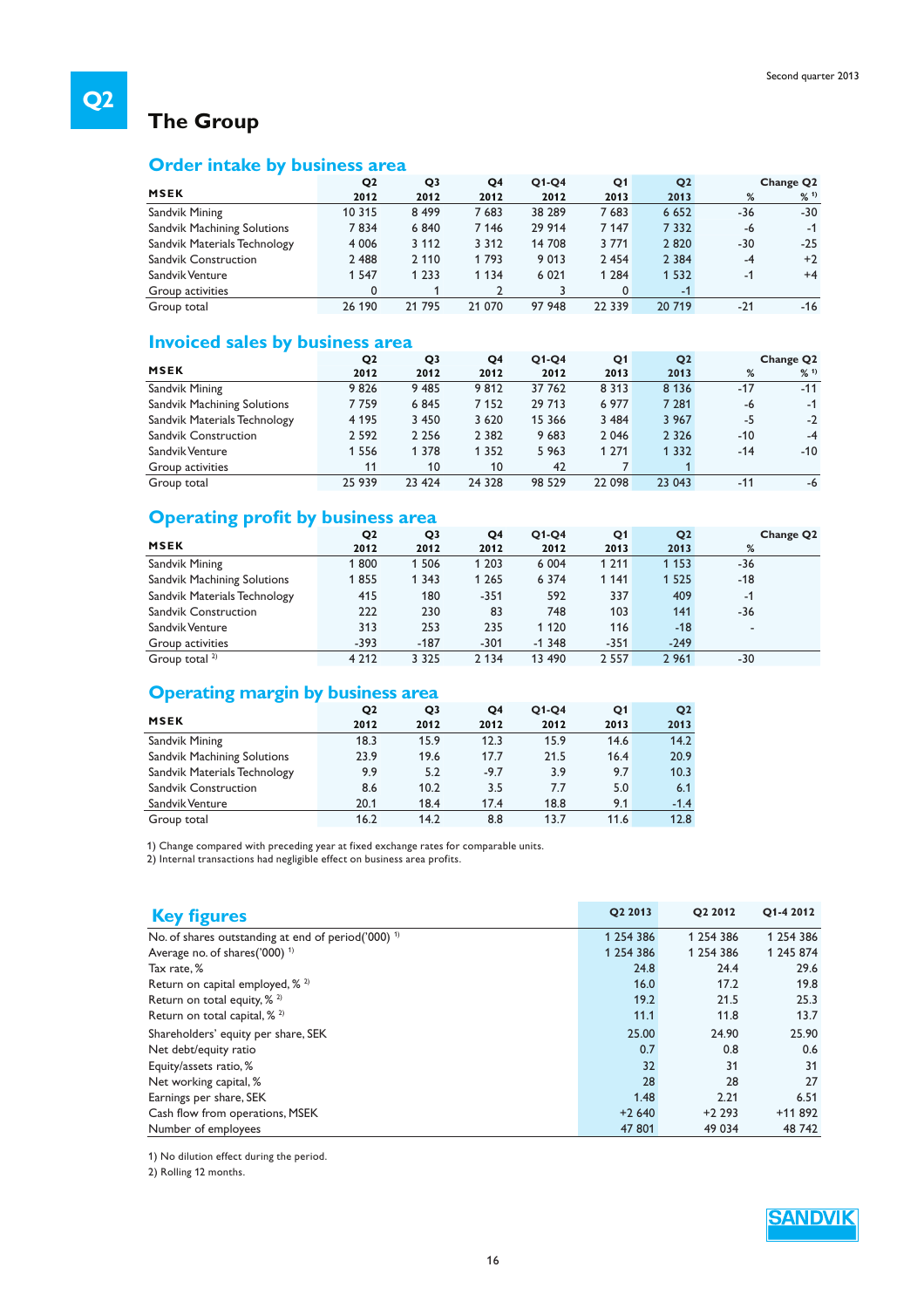Q2

# The Group

## Order intake by business area

| MSEK | Q2 2012 | Q3 2012 | Q4 2012 | Q1-Q4 2012 | Q1 2013 | Q2 2013 | Change Q2 % | Change Q2 % [1] |
|---|---|---|---|---|---|---|---|---|
| Sandvik Mining | 10 315 | 8 499 | 7 683 | 38 289 | 7 683 | 6 652 | -36 | -30 |
| Sandvik Machining Solutions | 7 834 | 6 840 | 7 146 | 29 914 | 7 147 | 7 332 | -6 | -1 |
| Sandvik Materials Technology | 4 006 | 3 112 | 3 312 | 14 708 | 3 771 | 2 820 | -30 | -25 |
| Sandvik Construction | 2 488 | 2 110 | 1 793 | 9 013 | 2 454 | 2 384 | -4 | +2 |
| Sandvik Venture | 1 547 | 1 233 | 1 134 | 6 021 | 1 284 | 1 532 | -1 | +4 |
| Group activities | 0 | 1 | 2 | 3 | 0 | -1 | | |
| Group total | 26 190 | 21 795 | 21 070 | 97 948 | 22 339 | 20 719 | -21 | -16 |

## Invoiced sales by business area

| MSEK | Q2 2012 | Q3 2012 | Q4 2012 | Q1-Q4 2012 | Q1 2013 | Q2 2013 | Change Q2 % | Change Q2 % [1] |
|---|---|---|---|---|---|---|---|---|
| Sandvik Mining | 9 826 | 9 485 | 9 812 | 37 762 | 8 313 | 8 136 | -17 | -11 |
| Sandvik Machining Solutions | 7 759 | 6 845 | 7 152 | 29 713 | 6 977 | 7 281 | -6 | -1 |
| Sandvik Materials Technology | 4 195 | 3 450 | 3 620 | 15 366 | 3 484 | 3 967 | -5 | -2 |
| Sandvik Construction | 2 592 | 2 256 | 2 382 | 9 683 | 2 046 | 2 326 | -10 | -4 |
| Sandvik Venture | 1 556 | 1 378 | 1 352 | 5 963 | 1 271 | 1 332 | -14 | -10 |
| Group activities | 11 | 10 | 10 | 42 | 7 | 1 | | |
| Group total | 25 939 | 23 424 | 24 328 | 98 529 | 22 098 | 23 043 | -11 | -6 |

## Operating profit by business area

| MSEK | Q2 2012 | Q3 2012 | Q4 2012 | Q1-Q4 2012 | Q1 2013 | Q2 2013 | Change Q2 % |
|---|---|---|---|---|---|---|---|
| Sandvik Mining | 1 800 | 1 506 | 1 203 | 6 004 | 1 211 | 1 153 | -36 |
| Sandvik Machining Solutions | 1 855 | 1 343 | 1 265 | 6 374 | 1 141 | 1 525 | -18 |
| Sandvik Materials Technology | 415 | 180 | -351 | 592 | 337 | 409 | -1 |
| Sandvik Construction | 222 | 230 | 83 | 748 | 103 | 141 | -36 |
| Sandvik Venture | 313 | 253 | 235 | 1 120 | 116 | -18 | - |
| Group activities | -393 | -187 | -301 | -1 348 | -351 | -249 | |
| Group total [2] | 4 212 | 3 325 | 2 134 | 13 490 | 2 557 | 2 961 | -30 |

## Operating margin by business area

| MSEK | Q2 2012 | Q3 2012 | Q4 2012 | Q1-Q4 2012 | Q1 2013 | Q2 2013 |
|---|---|---|---|---|---|---|
| Sandvik Mining | 18.3 | 15.9 | 12.3 | 15.9 | 14.6 | 14.2 |
| Sandvik Machining Solutions | 23.9 | 19.6 | 17.7 | 21.5 | 16.4 | 20.9 |
| Sandvik Materials Technology | 9.9 | 5.2 | -9.7 | 3.9 | 9.7 | 10.3 |
| Sandvik Construction | 8.6 | 10.2 | 3.5 | 7.7 | 5.0 | 6.1 |
| Sandvik Venture | 20.1 | 18.4 | 17.4 | 18.8 | 9.1 | -1.4 |
| Group total | 16.2 | 14.2 | 8.8 | 13.7 | 11.6 | 12.8 |

1) Change compared with preceding year at fixed exchange rates for comparable units.
2) Internal transactions had negligible effect on business area profits.

## Key figures

| | Q2 2013 | Q2 2012 | Q1-4 2012 |
|---|---|---|---|
| No. of shares outstanding at end of period('000) [1] | 1 254 386 | 1 254 386 | 1 254 386 |
| Average no. of shares('000) [1] | 1 254 386 | 1 254 386 | 1 245 874 |
| Tax rate, % | 24.8 | 24.4 | 29.6 |
| Return on capital employed, % [2] | 16.0 | 17.2 | 19.8 |
| Return on total equity, % [2] | 19.2 | 21.5 | 25.3 |
| Return on total capital, % [2] | 11.1 | 11.8 | 13.7 |
| Shareholders' equity per share, SEK | 25.00 | 24.90 | 25.90 |
| Net debt/equity ratio | 0.7 | 0.8 | 0.6 |
| Equity/assets ratio, % | 32 | 31 | 31 |
| Net working capital, % | 28 | 28 | 27 |
| Earnings per share, SEK | 1.48 | 2.21 | 6.51 |
| Cash flow from operations, MSEK | +2 640 | +2 293 | +11 892 |
| Number of employees | 47 801 | 49 034 | 48 742 |

1) No dilution effect during the period.
2) Rolling 12 months.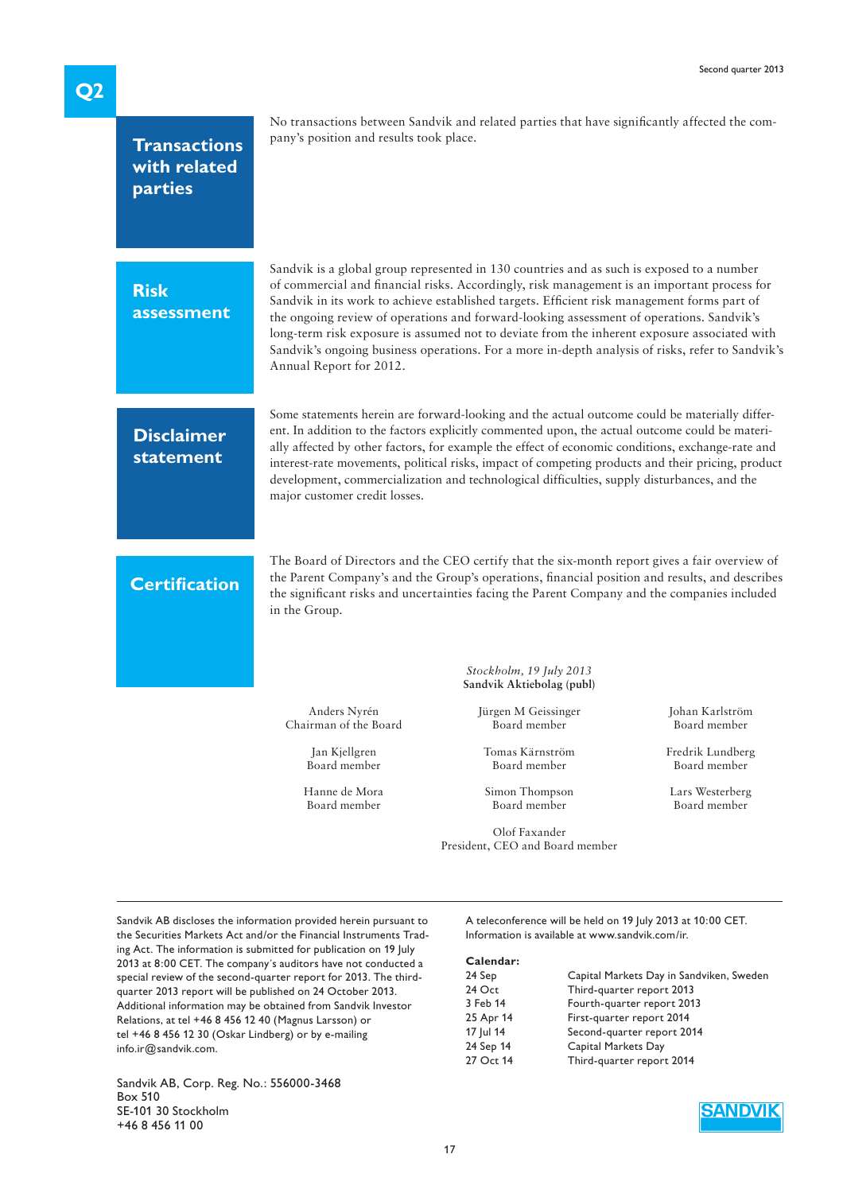## Transactions with related parties

No transactions between Sandvik and related parties that have significantly affected the company's position and results took place.

## Risk assessment

Sandvik is a global group represented in 130 countries and as such is exposed to a number of commercial and financial risks. Accordingly, risk management is an important process for Sandvik in its work to achieve established targets. Efficient risk management forms part of the ongoing review of operations and forward-looking assessment of operations. Sandvik's long-term risk exposure is assumed not to deviate from the inherent exposure associated with Sandvik's ongoing business operations. For a more in-depth analysis of risks, refer to Sandvik's Annual Report for 2012.

## Disclaimer statement

Some statements herein are forward-looking and the actual outcome could be materially different. In addition to the factors explicitly commented upon, the actual outcome could be materially affected by other factors, for example the effect of economic conditions, exchange-rate and interest-rate movements, political risks, impact of competing products and their pricing, product development, commercialization and technological difficulties, supply disturbances, and the major customer credit losses.

## Certification

The Board of Directors and the CEO certify that the six-month report gives a fair overview of the Parent Company's and the Group's operations, financial position and results, and describes the significant risks and uncertainties facing the Parent Company and the companies included in the Group.

*Stockholm, 19 July 2013*
**Sandvik Aktiebolag (publ)**

Anders Nyrén
Chairman of the Board

Jürgen M Geissinger
Board member

Johan Karlström
Board member

Jan Kjellgren
Board member

Tomas Kärnström
Board member

Fredrik Lundberg
Board member

Hanne de Mora
Board member

Simon Thompson
Board member

Lars Westerberg
Board member

Olof Faxander
President, CEO and Board member

---

Sandvik AB discloses the information provided herein pursuant to the Securities Markets Act and/or the Financial Instruments Trading Act. The information is submitted for publication on 19 July 2013 at 8:00 CET. The company's auditors have not conducted a special review of the second-quarter report for 2013. The third-quarter 2013 report will be published on 24 October 2013. Additional information may be obtained from Sandvik Investor Relations, at tel +46 8 456 12 40 (Magnus Larsson) or tel +46 8 456 12 30 (Oskar Lindberg) or by e-mailing info.ir@sandvik.com.

Sandvik AB, Corp. Reg. No.: 556000-3468
Box 510
SE-101 30 Stockholm
+46 8 456 11 00

A teleconference will be held on 19 July 2013 at 10:00 CET. Information is available at www.sandvik.com/ir.

**Calendar:**

| | |
|---|---|
| 24 Sep | Capital Markets Day in Sandviken, Sweden |
| 24 Oct | Third-quarter report 2013 |
| 3 Feb 14 | Fourth-quarter report 2013 |
| 25 Apr 14 | First-quarter report 2014 |
| 17 Jul 14 | Second-quarter report 2014 |
| 24 Sep 14 | Capital Markets Day |
| 27 Oct 14 | Third-quarter report 2014 |

SANDVIK